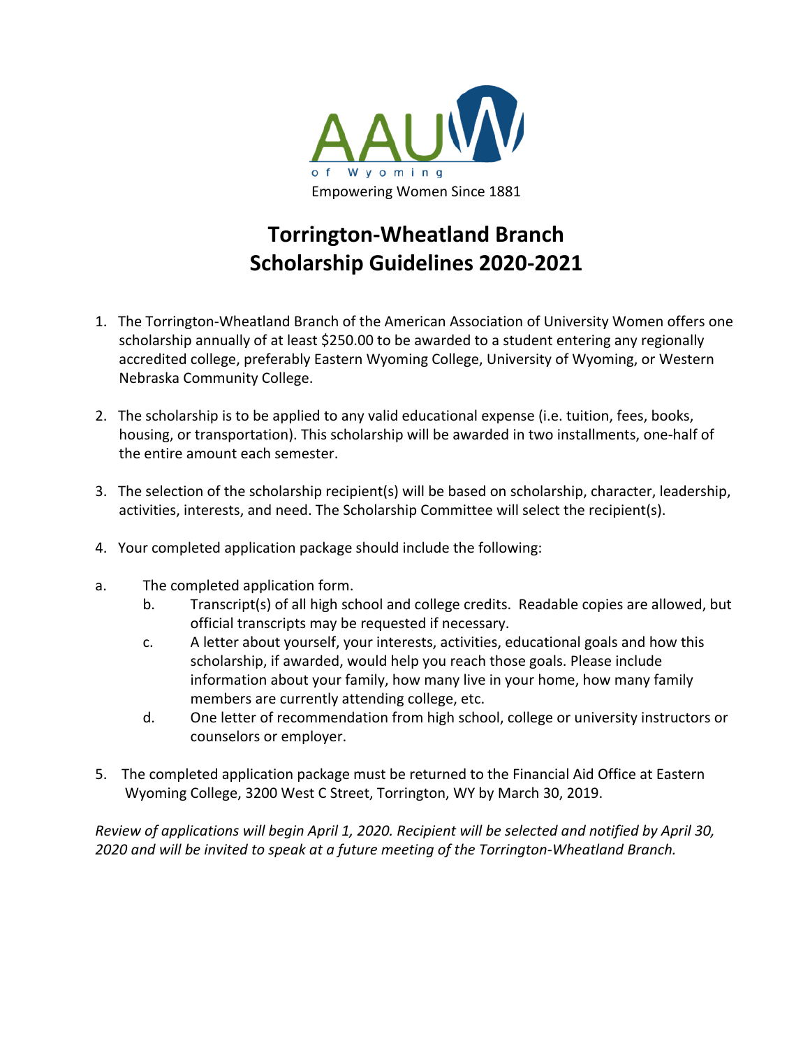AAUW of Wyoming

Empowering Women Since 1881

# Torrington-Wheatland Branch
# Scholarship Guidelines 2020-2021

1. The Torrington-Wheatland Branch of the American Association of University Women offers one scholarship annually of at least $250.00 to be awarded to a student entering any regionally accredited college, preferably Eastern Wyoming College, University of Wyoming, or Western Nebraska Community College.

2. The scholarship is to be applied to any valid educational expense (i.e. tuition, fees, books, housing, or transportation). This scholarship will be awarded in two installments, one-half of the entire amount each semester.

3. The selection of the scholarship recipient(s) will be based on scholarship, character, leadership, activities, interests, and need. The Scholarship Committee will select the recipient(s).

4. Your completed application package should include the following:

   a. The completed application form.
   b. Transcript(s) of all high school and college credits. Readable copies are allowed, but official transcripts may be requested if necessary.
   c. A letter about yourself, your interests, activities, educational goals and how this scholarship, if awarded, would help you reach those goals. Please include information about your family, how many live in your home, how many family members are currently attending college, etc.
   d. One letter of recommendation from high school, college or university instructors or counselors or employer.

5. The completed application package must be returned to the Financial Aid Office at Eastern Wyoming College, 3200 West C Street, Torrington, WY by March 30, 2019.

*Review of applications will begin April 1, 2020. Recipient will be selected and notified by April 30, 2020 and will be invited to speak at a future meeting of the Torrington-Wheatland Branch.*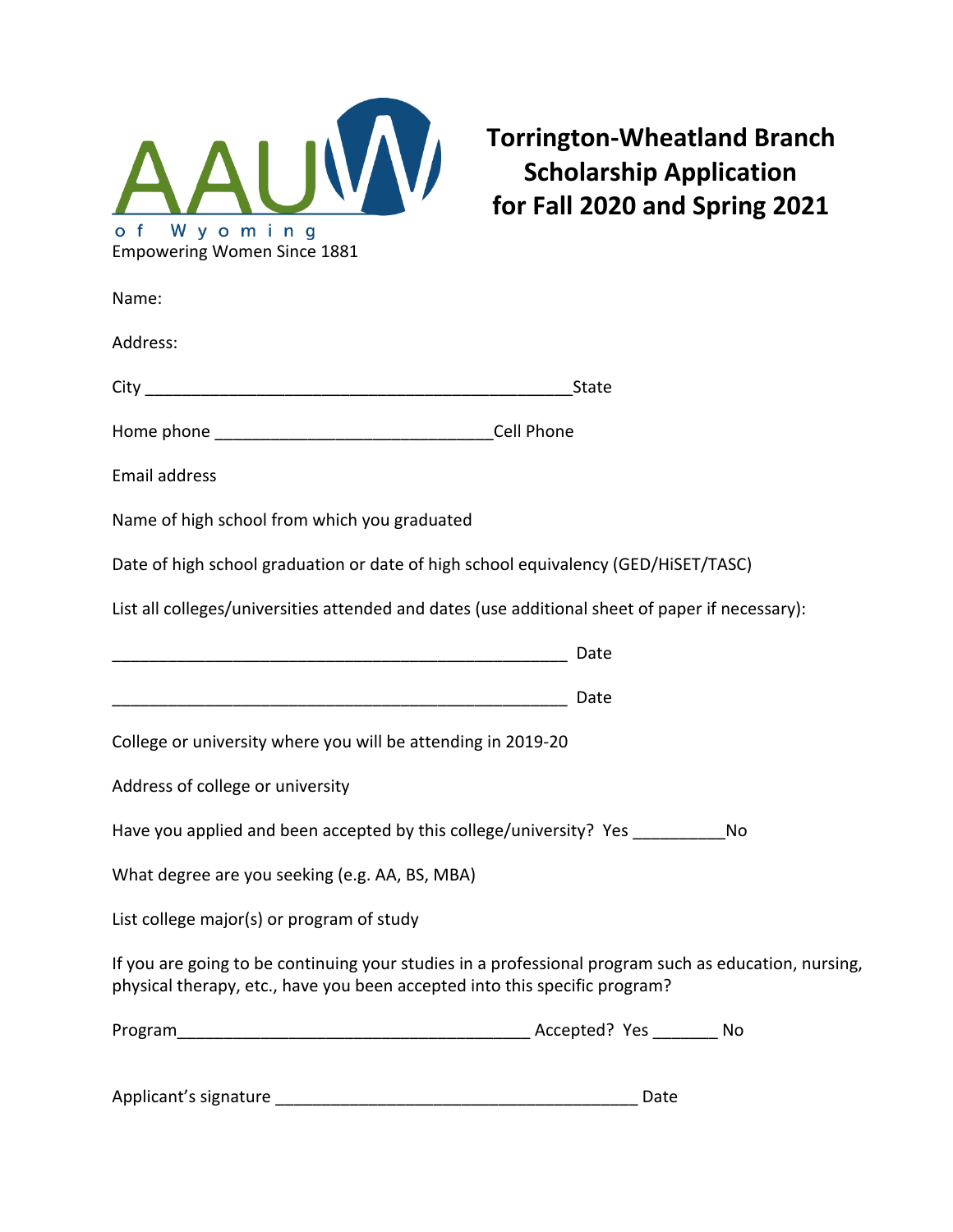AAUW of Wyoming

Empowering Women Since 1881

# Torrington-Wheatland Branch Scholarship Application for Fall 2020 and Spring 2021

Name:

Address:

City _______________________________________________State

Home phone ______________________________Cell Phone

Email address

Name of high school from which you graduated

Date of high school graduation or date of high school equivalency (GED/HiSET/TASC)

List all colleges/universities attended and dates (use additional sheet of paper if necessary):

__________________________________________________ Date

__________________________________________________ Date

College or university where you will be attending in 2019-20

Address of college or university

Have you applied and been accepted by this college/university? Yes __________No

What degree are you seeking (e.g. AA, BS, MBA)

List college major(s) or program of study

If you are going to be continuing your studies in a professional program such as education, nursing, physical therapy, etc., have you been accepted into this specific program?

Program_______________________________________ Accepted? Yes _______ No

Applicant's signature ________________________________________ Date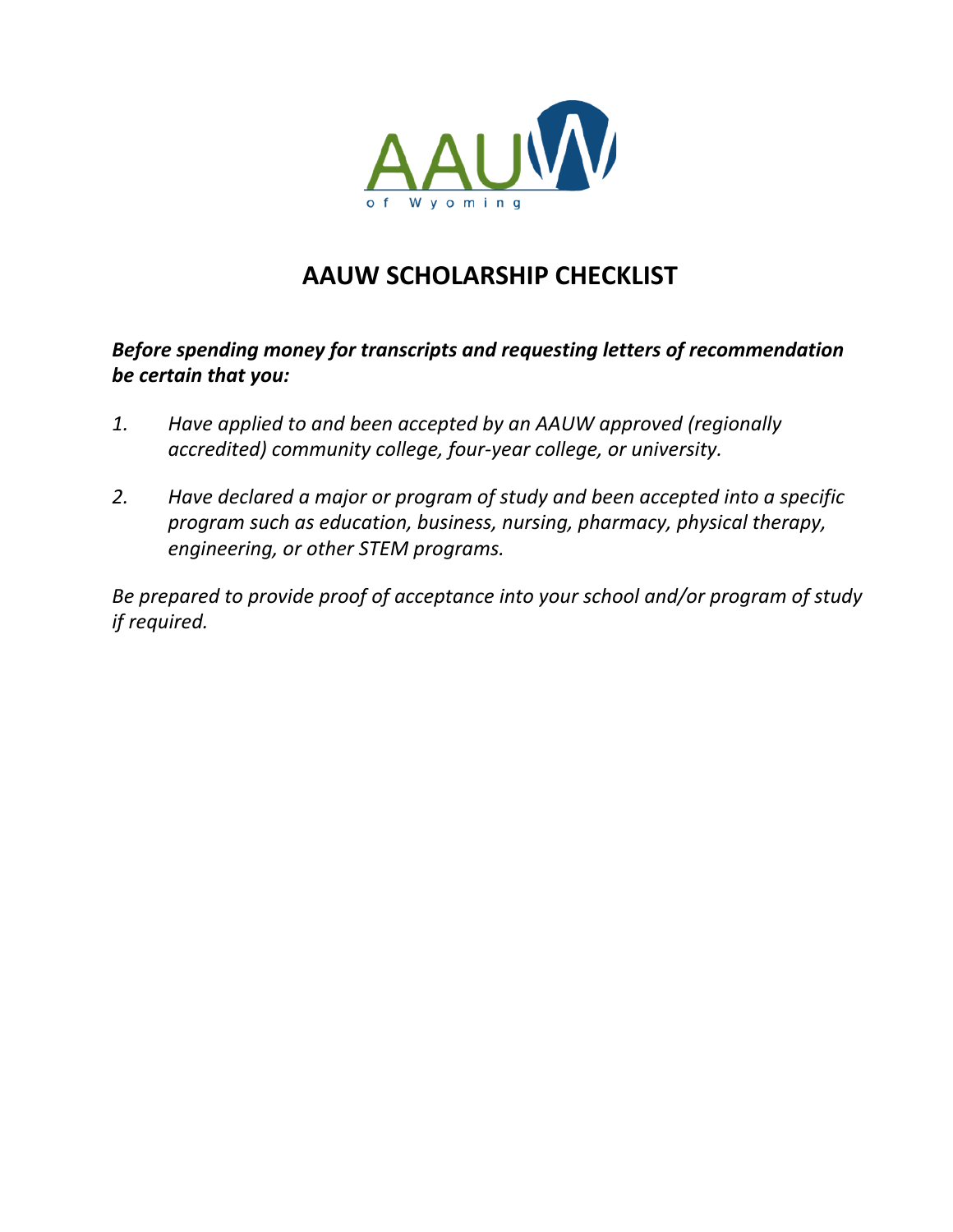# AAUW SCHOLARSHIP CHECKLIST

***Before spending money for transcripts and requesting letters of recommendation be certain that you:***

1. *Have applied to and been accepted by an AAUW approved (regionally accredited) community college, four-year college, or university.*

2. *Have declared a major or program of study and been accepted into a specific program such as education, business, nursing, pharmacy, physical therapy, engineering, or other STEM programs.*

*Be prepared to provide proof of acceptance into your school and/or program of study if required.*